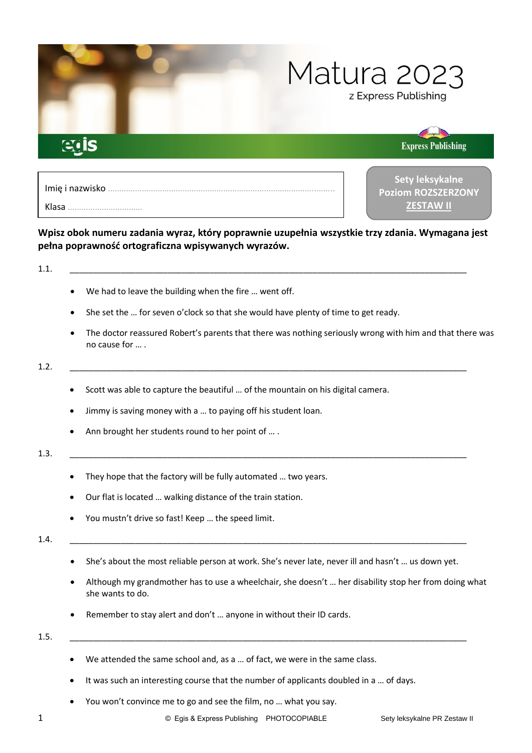# Matura 2023

z Express Publishing

egis — Express Publishing

Imię i nazwisko ...................................................................................................

Klasa ................................

**Sety leksykalne**
**Poziom ROZSZERZONY**
**ZESTAW II**

**Wpisz obok numeru zadania wyraz, który poprawnie uzupełnia wszystkie trzy zdania. Wymagana jest pełna poprawność ortograficzna wpisywanych wyrazów.**

1.1. ______________________________________________________________________________________

- We had to leave the building when the fire … went off.
- She set the … for seven o'clock so that she would have plenty of time to get ready.
- The doctor reassured Robert's parents that there was nothing seriously wrong with him and that there was no cause for … .

1.2. ______________________________________________________________________________________

- Scott was able to capture the beautiful … of the mountain on his digital camera.
- Jimmy is saving money with a … to paying off his student loan.
- Ann brought her students round to her point of … .

1.3. ______________________________________________________________________________________

- They hope that the factory will be fully automated … two years.
- Our flat is located … walking distance of the train station.
- You mustn't drive so fast! Keep … the speed limit.

1.4. ______________________________________________________________________________________

- She's about the most reliable person at work. She's never late, never ill and hasn't … us down yet.
- Although my grandmother has to use a wheelchair, she doesn't … her disability stop her from doing what she wants to do.
- Remember to stay alert and don't … anyone in without their ID cards.

1.5. ______________________________________________________________________________________

- We attended the same school and, as a … of fact, we were in the same class.
- It was such an interesting course that the number of applicants doubled in a … of days.
- You won't convince me to go and see the film, no … what you say.

© Egis & Express Publishing PHOTOCOPIABLE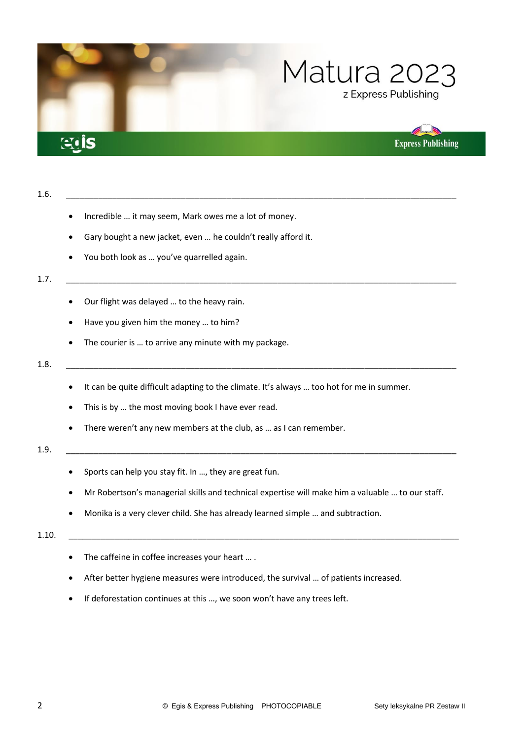1.6. ______________________________________________________________________________________

- Incredible … it may seem, Mark owes me a lot of money.
- Gary bought a new jacket, even … he couldn't really afford it.
- You both look as … you've quarrelled again.

1.7. ______________________________________________________________________________________

- Our flight was delayed … to the heavy rain.
- Have you given him the money … to him?
- The courier is … to arrive any minute with my package.

1.8. ______________________________________________________________________________________

- It can be quite difficult adapting to the climate. It's always … too hot for me in summer.
- This is by … the most moving book I have ever read.
- There weren't any new members at the club, as … as I can remember.

1.9. ______________________________________________________________________________________

- Sports can help you stay fit. In …, they are great fun.
- Mr Robertson's managerial skills and technical expertise will make him a valuable … to our staff.
- Monika is a very clever child. She has already learned simple … and subtraction.

1.10. ______________________________________________________________________________________

- The caffeine in coffee increases your heart … .
- After better hygiene measures were introduced, the survival … of patients increased.
- If deforestation continues at this …, we soon won't have any trees left.